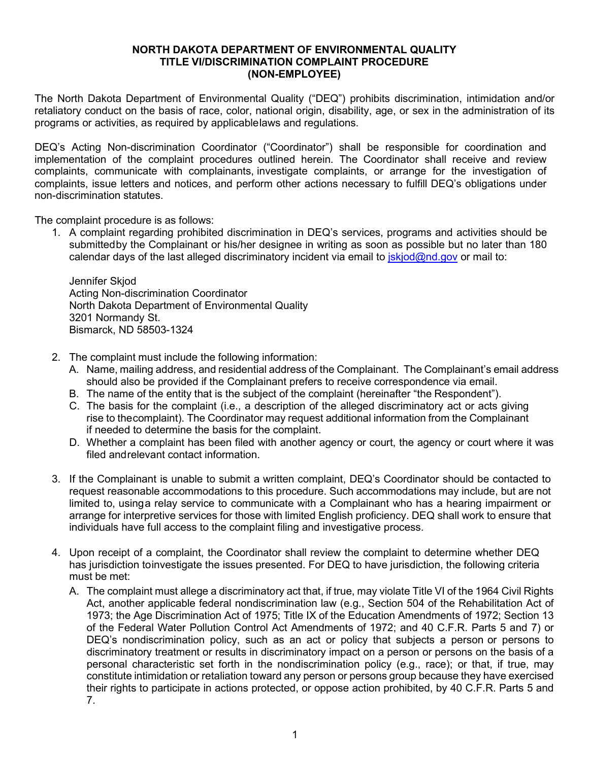# NORTH DAKOTA DEPARTMENT OF ENVIRONMENTAL QUALITY
## TITLE VI/DISCRIMINATION COMPLAINT PROCEDURE
## (NON-EMPLOYEE)

The North Dakota Department of Environmental Quality ("DEQ") prohibits discrimination, intimidation and/or retaliatory conduct on the basis of race, color, national origin, disability, age, or sex in the administration of its programs or activities, as required by applicablelaws and regulations.

DEQ's Acting Non-discrimination Coordinator ("Coordinator") shall be responsible for coordination and implementation of the complaint procedures outlined herein. The Coordinator shall receive and review complaints, communicate with complainants, investigate complaints, or arrange for the investigation of complaints, issue letters and notices, and perform other actions necessary to fulfill DEQ's obligations under non-discrimination statutes.

The complaint procedure is as follows:

1. A complaint regarding prohibited discrimination in DEQ's services, programs and activities should be submittedby the Complainant or his/her designee in writing as soon as possible but no later than 180 calendar days of the last alleged discriminatory incident via email to jskjod@nd.gov or mail to:

   Jennifer Skjod  
   Acting Non-discrimination Coordinator  
   North Dakota Department of Environmental Quality  
   3201 Normandy St.  
   Bismarck, ND 58503-1324

2. The complaint must include the following information:
   A. Name, mailing address, and residential address of the Complainant. The Complainant's email address should also be provided if the Complainant prefers to receive correspondence via email.
   B. The name of the entity that is the subject of the complaint (hereinafter "the Respondent").
   C. The basis for the complaint (i.e., a description of the alleged discriminatory act or acts giving rise to thecomplaint). The Coordinator may request additional information from the Complainant if needed to determine the basis for the complaint.
   D. Whether a complaint has been filed with another agency or court, the agency or court where it was filed andrelevant contact information.

3. If the Complainant is unable to submit a written complaint, DEQ's Coordinator should be contacted to request reasonable accommodations to this procedure. Such accommodations may include, but are not limited to, usinga relay service to communicate with a Complainant who has a hearing impairment or arrange for interpretive services for those with limited English proficiency. DEQ shall work to ensure that individuals have full access to the complaint filing and investigative process.

4. Upon receipt of a complaint, the Coordinator shall review the complaint to determine whether DEQ has jurisdiction toinvestigate the issues presented. For DEQ to have jurisdiction, the following criteria must be met:
   A. The complaint must allege a discriminatory act that, if true, may violate Title VI of the 1964 Civil Rights Act, another applicable federal nondiscrimination law (e.g., Section 504 of the Rehabilitation Act of 1973; the Age Discrimination Act of 1975; Title IX of the Education Amendments of 1972; Section 13 of the Federal Water Pollution Control Act Amendments of 1972; and 40 C.F.R. Parts 5 and 7) or DEQ's nondiscrimination policy, such as an act or policy that subjects a person or persons to discriminatory treatment or results in discriminatory impact on a person or persons on the basis of a personal characteristic set forth in the nondiscrimination policy (e.g., race); or that, if true, may constitute intimidation or retaliation toward any person or persons group because they have exercised their rights to participate in actions protected, or oppose action prohibited, by 40 C.F.R. Parts 5 and 7.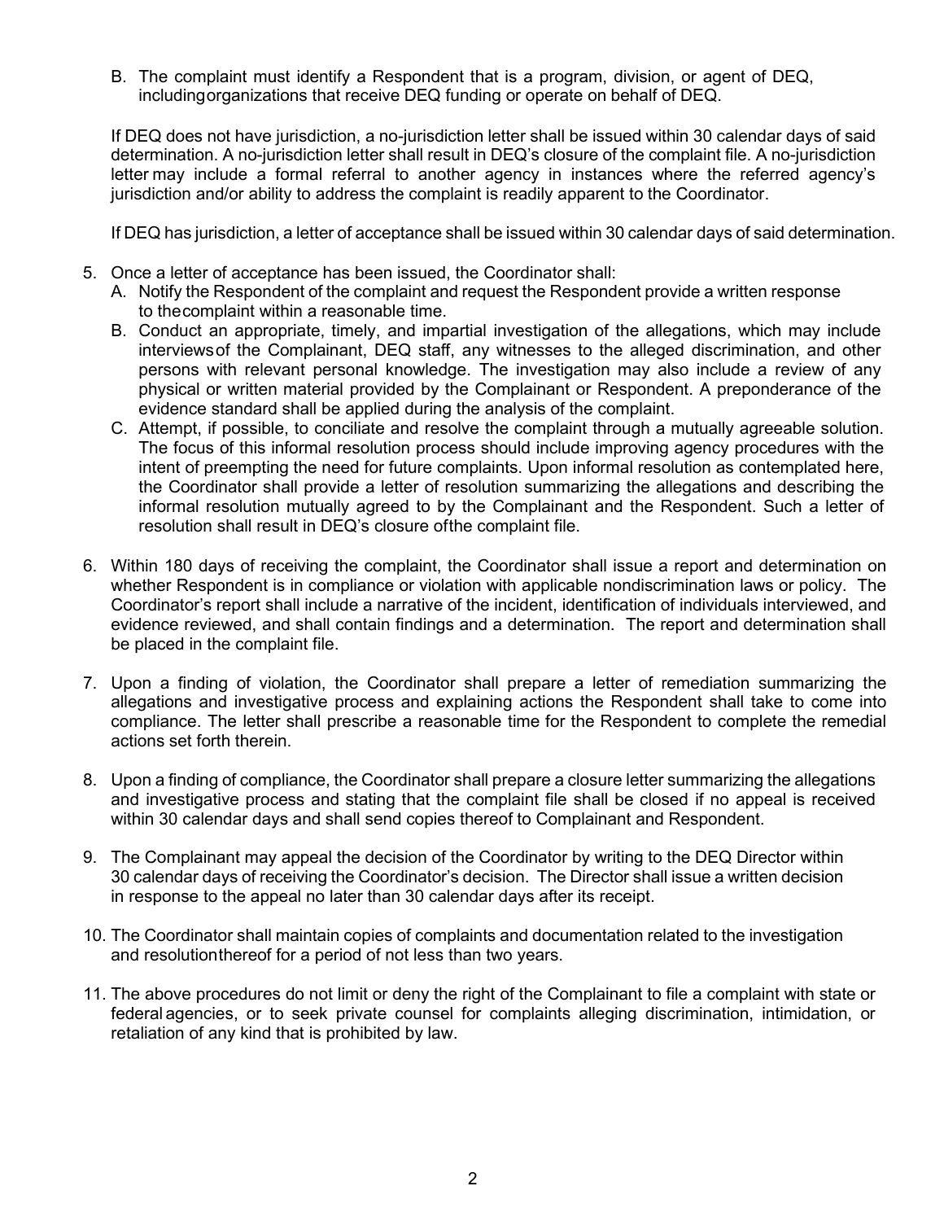B. The complaint must identify a Respondent that is a program, division, or agent of DEQ, includingorganizations that receive DEQ funding or operate on behalf of DEQ.

If DEQ does not have jurisdiction, a no-jurisdiction letter shall be issued within 30 calendar days of said determination. A no-jurisdiction letter shall result in DEQ's closure of the complaint file. A no-jurisdiction letter may include a formal referral to another agency in instances where the referred agency's jurisdiction and/or ability to address the complaint is readily apparent to the Coordinator.

If DEQ has jurisdiction, a letter of acceptance shall be issued within 30 calendar days of said determination.

5. Once a letter of acceptance has been issued, the Coordinator shall:
   A. Notify the Respondent of the complaint and request the Respondent provide a written response to thecomplaint within a reasonable time.
   B. Conduct an appropriate, timely, and impartial investigation of the allegations, which may include interviewsof the Complainant, DEQ staff, any witnesses to the alleged discrimination, and other persons with relevant personal knowledge. The investigation may also include a review of any physical or written material provided by the Complainant or Respondent. A preponderance of the evidence standard shall be applied during the analysis of the complaint.
   C. Attempt, if possible, to conciliate and resolve the complaint through a mutually agreeable solution. The focus of this informal resolution process should include improving agency procedures with the intent of preempting the need for future complaints. Upon informal resolution as contemplated here, the Coordinator shall provide a letter of resolution summarizing the allegations and describing the informal resolution mutually agreed to by the Complainant and the Respondent. Such a letter of resolution shall result in DEQ's closure ofthe complaint file.

6. Within 180 days of receiving the complaint, the Coordinator shall issue a report and determination on whether Respondent is in compliance or violation with applicable nondiscrimination laws or policy. The Coordinator's report shall include a narrative of the incident, identification of individuals interviewed, and evidence reviewed, and shall contain findings and a determination. The report and determination shall be placed in the complaint file.

7. Upon a finding of violation, the Coordinator shall prepare a letter of remediation summarizing the allegations and investigative process and explaining actions the Respondent shall take to come into compliance. The letter shall prescribe a reasonable time for the Respondent to complete the remedial actions set forth therein.

8. Upon a finding of compliance, the Coordinator shall prepare a closure letter summarizing the allegations and investigative process and stating that the complaint file shall be closed if no appeal is received within 30 calendar days and shall send copies thereof to Complainant and Respondent.

9. The Complainant may appeal the decision of the Coordinator by writing to the DEQ Director within 30 calendar days of receiving the Coordinator's decision. The Director shall issue a written decision in response to the appeal no later than 30 calendar days after its receipt.

10. The Coordinator shall maintain copies of complaints and documentation related to the investigation and resolutionthereof for a period of not less than two years.

11. The above procedures do not limit or deny the right of the Complainant to file a complaint with state or federal agencies, or to seek private counsel for complaints alleging discrimination, intimidation, or retaliation of any kind that is prohibited by law.